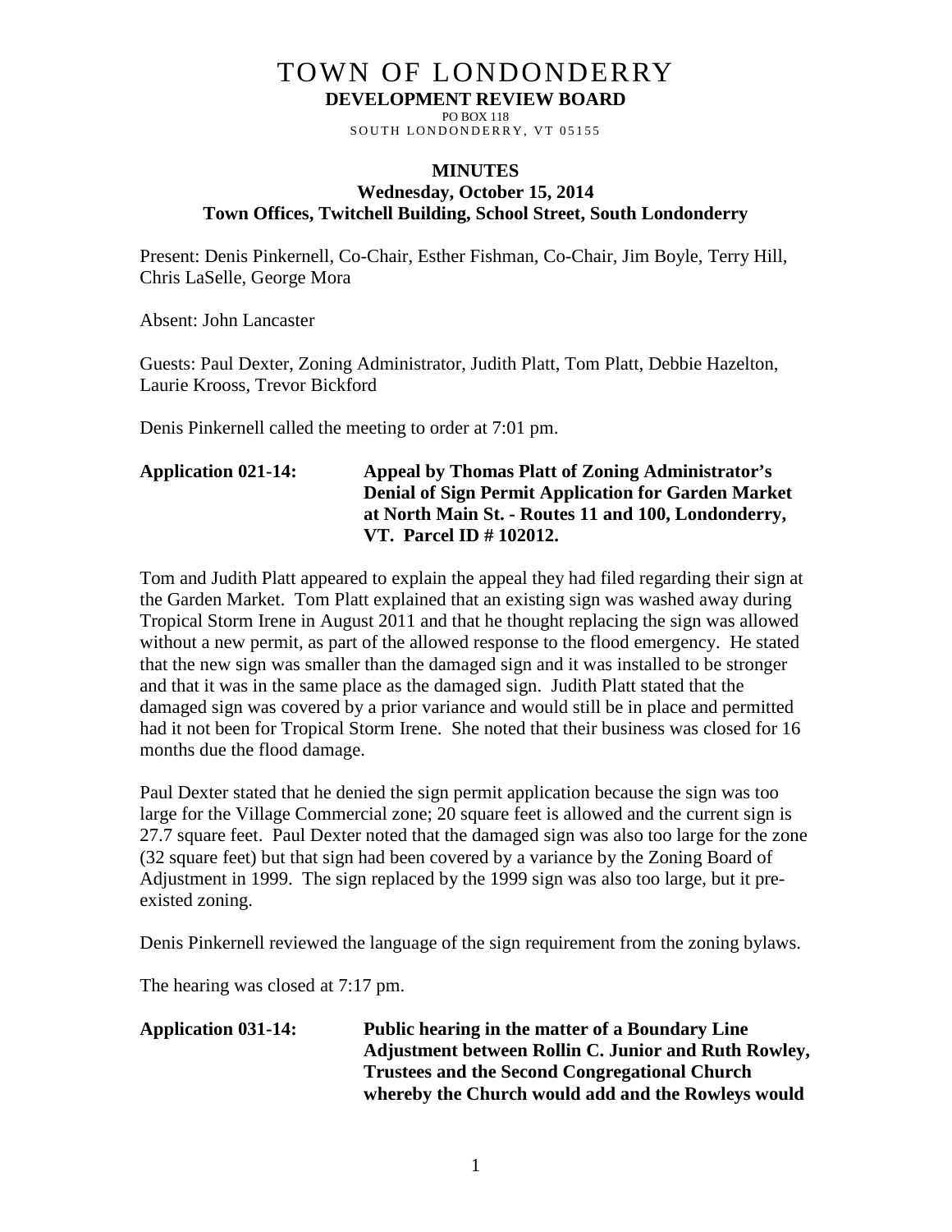# TOWN OF LONDONDERRY

**DEVELOPMENT REVIEW BOARD**

PO BOX 118
SOUTH LONDONDERRY, VT 05155

**MINUTES**
**Wednesday, October 15, 2014**
**Town Offices, Twitchell Building, School Street, South Londonderry**

Present: Denis Pinkernell, Co-Chair, Esther Fishman, Co-Chair, Jim Boyle, Terry Hill, Chris LaSelle, George Mora

Absent: John Lancaster

Guests: Paul Dexter, Zoning Administrator, Judith Platt, Tom Platt, Debbie Hazelton, Laurie Krooss, Trevor Bickford

Denis Pinkernell called the meeting to order at 7:01 pm.

**Application 021-14: Appeal by Thomas Platt of Zoning Administrator's Denial of Sign Permit Application for Garden Market at North Main St. - Routes 11 and 100, Londonderry, VT. Parcel ID # 102012.**

Tom and Judith Platt appeared to explain the appeal they had filed regarding their sign at the Garden Market. Tom Platt explained that an existing sign was washed away during Tropical Storm Irene in August 2011 and that he thought replacing the sign was allowed without a new permit, as part of the allowed response to the flood emergency. He stated that the new sign was smaller than the damaged sign and it was installed to be stronger and that it was in the same place as the damaged sign. Judith Platt stated that the damaged sign was covered by a prior variance and would still be in place and permitted had it not been for Tropical Storm Irene. She noted that their business was closed for 16 months due the flood damage.

Paul Dexter stated that he denied the sign permit application because the sign was too large for the Village Commercial zone; 20 square feet is allowed and the current sign is 27.7 square feet. Paul Dexter noted that the damaged sign was also too large for the zone (32 square feet) but that sign had been covered by a variance by the Zoning Board of Adjustment in 1999. The sign replaced by the 1999 sign was also too large, but it pre-existed zoning.

Denis Pinkernell reviewed the language of the sign requirement from the zoning bylaws.

The hearing was closed at 7:17 pm.

**Application 031-14: Public hearing in the matter of a Boundary Line Adjustment between Rollin C. Junior and Ruth Rowley, Trustees and the Second Congregational Church whereby the Church would add and the Rowleys would**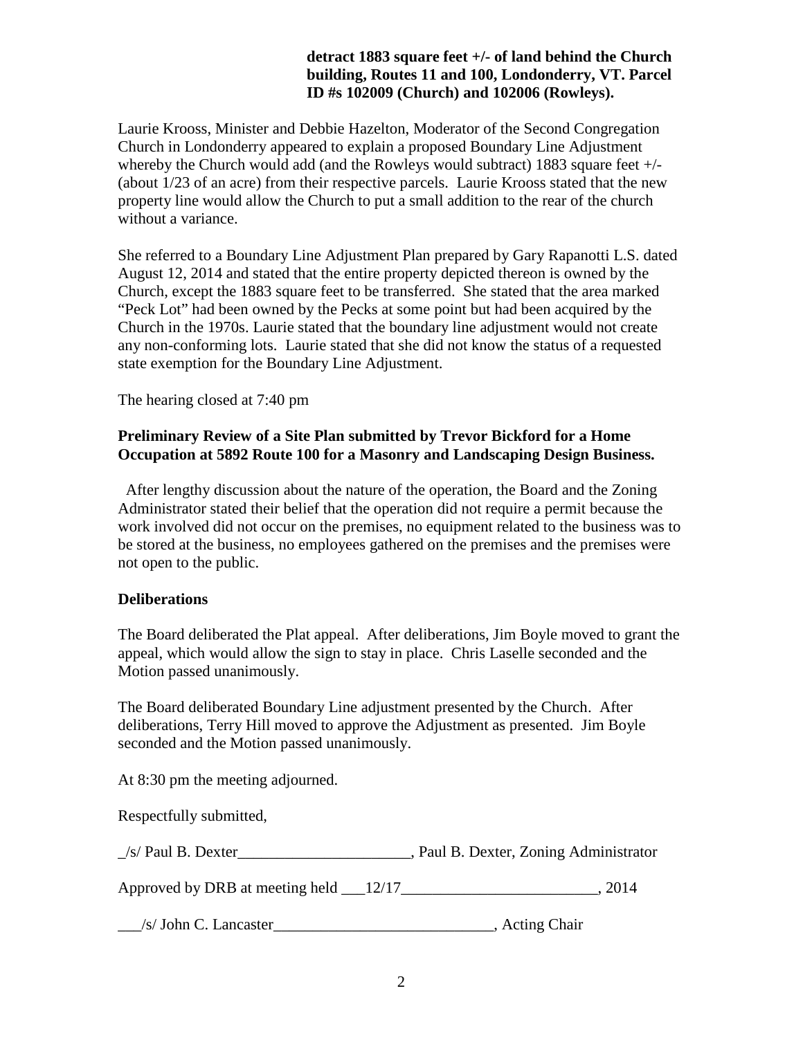**detract 1883 square feet +/- of land behind the Church building, Routes 11 and 100, Londonderry, VT. Parcel ID #s 102009 (Church) and 102006 (Rowleys).**

Laurie Krooss, Minister and Debbie Hazelton, Moderator of the Second Congregation Church in Londonderry appeared to explain a proposed Boundary Line Adjustment whereby the Church would add (and the Rowleys would subtract) 1883 square feet +/- (about 1/23 of an acre) from their respective parcels. Laurie Krooss stated that the new property line would allow the Church to put a small addition to the rear of the church without a variance.

She referred to a Boundary Line Adjustment Plan prepared by Gary Rapanotti L.S. dated August 12, 2014 and stated that the entire property depicted thereon is owned by the Church, except the 1883 square feet to be transferred. She stated that the area marked "Peck Lot" had been owned by the Pecks at some point but had been acquired by the Church in the 1970s. Laurie stated that the boundary line adjustment would not create any non-conforming lots. Laurie stated that she did not know the status of a requested state exemption for the Boundary Line Adjustment.

The hearing closed at 7:40 pm

**Preliminary Review of a Site Plan submitted by Trevor Bickford for a Home Occupation at 5892 Route 100 for a Masonry and Landscaping Design Business.**

After lengthy discussion about the nature of the operation, the Board and the Zoning Administrator stated their belief that the operation did not require a permit because the work involved did not occur on the premises, no equipment related to the business was to be stored at the business, no employees gathered on the premises and the premises were not open to the public.

**Deliberations**

The Board deliberated the Plat appeal. After deliberations, Jim Boyle moved to grant the appeal, which would allow the sign to stay in place. Chris Laselle seconded and the Motion passed unanimously.

The Board deliberated Boundary Line adjustment presented by the Church. After deliberations, Terry Hill moved to approve the Adjustment as presented. Jim Boyle seconded and the Motion passed unanimously.

At 8:30 pm the meeting adjourned.

Respectfully submitted,

_/s/ Paul B. Dexter______________________, Paul B. Dexter, Zoning Administrator

Approved by DRB at meeting held ___12/17_________________________, 2014

___/s/ John C. Lancaster____________________________, Acting Chair